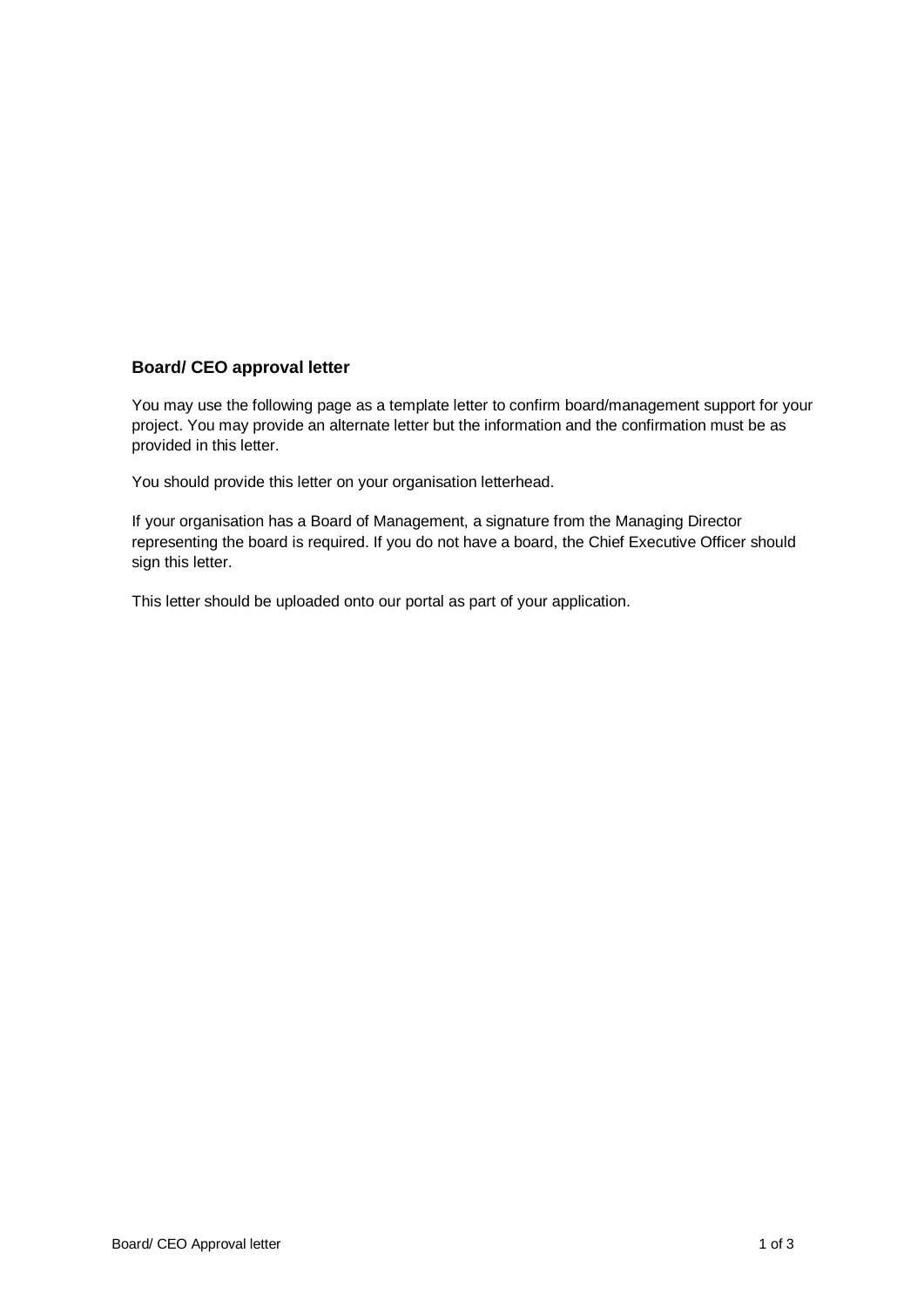## Board/ CEO approval letter

You may use the following page as a template letter to confirm board/management support for your project. You may provide an alternate letter but the information and the confirmation must be as provided in this letter.

You should provide this letter on your organisation letterhead.

If your organisation has a Board of Management, a signature from the Managing Director representing the board is required. If you do not have a board, the Chief Executive Officer should sign this letter.

This letter should be uploaded onto our portal as part of your application.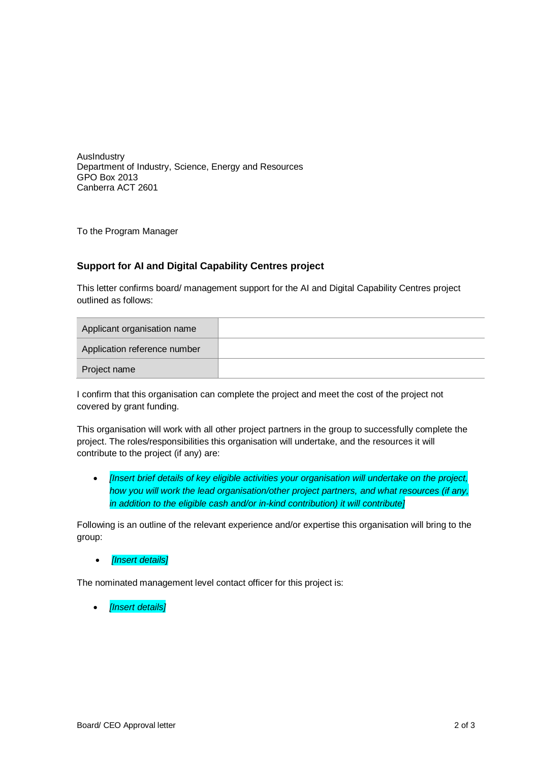AusIndustry
Department of Industry, Science, Energy and Resources
GPO Box 2013
Canberra ACT 2601

To the Program Manager

### Support for AI and Digital Capability Centres project

This letter confirms board/ management support for the AI and Digital Capability Centres project outlined as follows:

| | |
|---|---|
| Applicant organisation name | |
| Application reference number | |
| Project name | |

I confirm that this organisation can complete the project and meet the cost of the project not covered by grant funding.

This organisation will work with all other project partners in the group to successfully complete the project. The roles/responsibilities this organisation will undertake, and the resources it will contribute to the project (if any) are:

- *[Insert brief details of key eligible activities your organisation will undertake on the project, how you will work the lead organisation/other project partners, and what resources (if any, in addition to the eligible cash and/or in-kind contribution) it will contribute]*

Following is an outline of the relevant experience and/or expertise this organisation will bring to the group:

- *[Insert details]*

The nominated management level contact officer for this project is:

- *[Insert details]*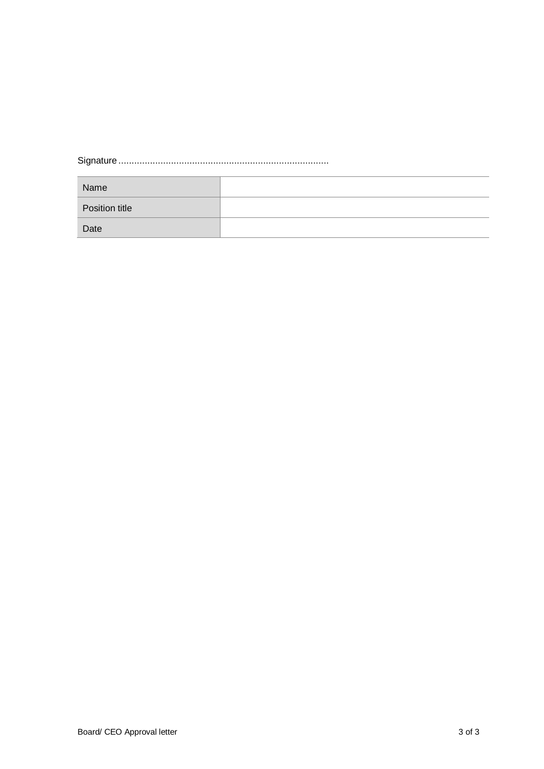Signature ................................................................................

| | |
| --- | --- |
| Name | |
| Position title | |
| Date | |